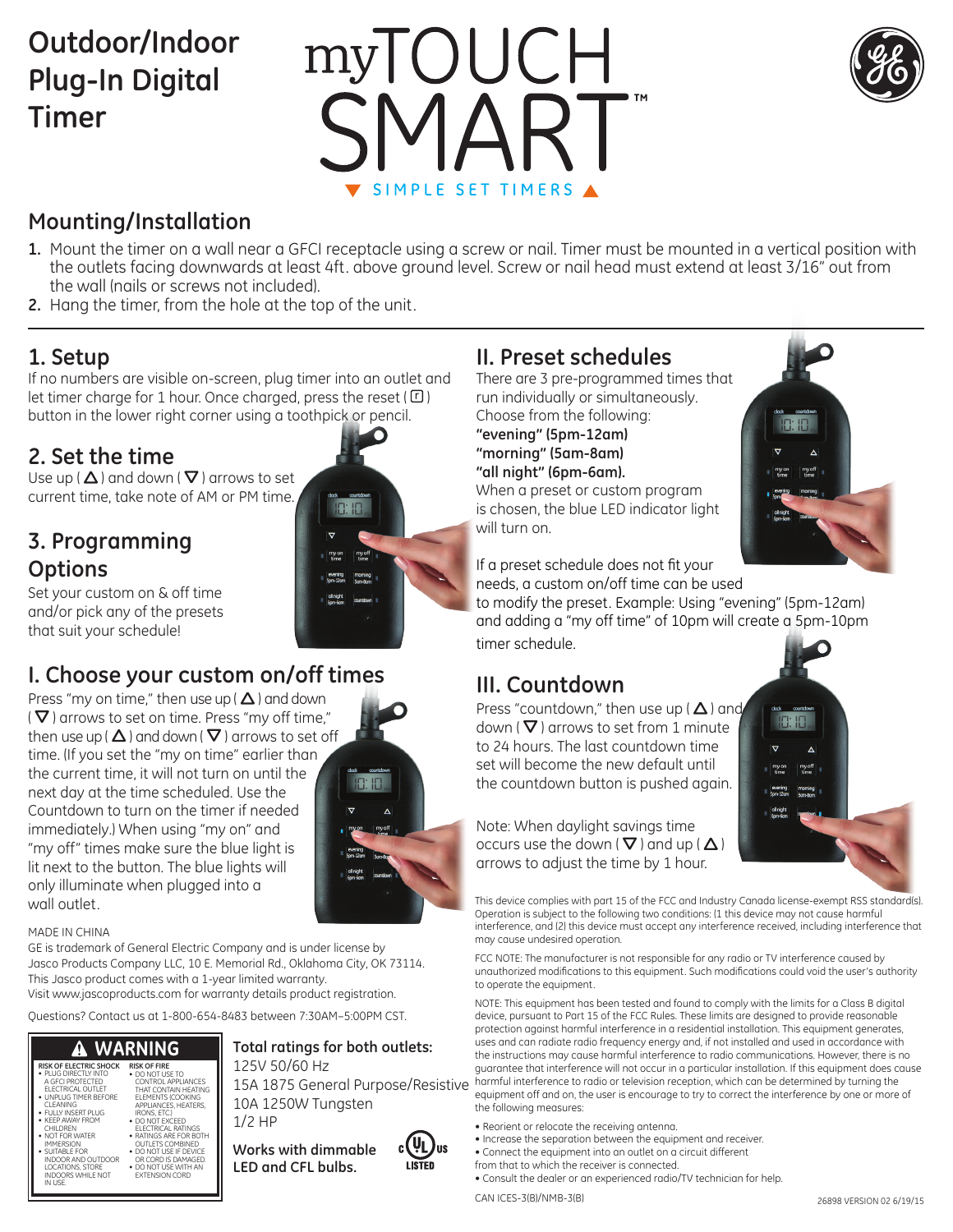# Outdoor/Indoor Plug-In Digital Timer

myTOUCH SMART™

▼ SIMPLE SET TIMERS ▲

## Mounting/Installation

1. Mount the timer on a wall near a GFCI receptacle using a screw or nail. Timer must be mounted in a vertical position with the outlets facing downwards at least 4ft. above ground level. Screw or nail head must extend at least 3/16" out from the wall (nails or screws not included).
2. Hang the timer, from the hole at the top of the unit.

## 1. Setup

If no numbers are visible on-screen, plug timer into an outlet and let timer charge for 1 hour. Once charged, press the reset ( R ) button in the lower right corner using a toothpick or pencil.

## 2. Set the time

Use up ( △ ) and down ( ▽ ) arrows to set current time, take note of AM or PM time.

## 3. Programming Options

Set your custom on & off time and/or pick any of the presets that suit your schedule!

### I. Choose your custom on/off times

Press "my on time," then use up ( △ ) and down ( ▽ ) arrows to set on time. Press "my off time," then use up ( △ ) and down ( ▽ ) arrows to set off time. (If you set the "my on time" earlier than the current time, it will not turn on until the next day at the time scheduled. Use the Countdown to turn on the timer if needed immediately.) When using "my on" and "my off" times make sure the blue light is lit next to the button. The blue lights will only illuminate when plugged into a wall outlet.

### II. Preset schedules

There are 3 pre-programmed times that run individually or simultaneously. Choose from the following:

**"evening" (5pm-12am)**
**"morning" (5am-8am)**
**"all night" (6pm-6am).**

When a preset or custom program is chosen, the blue LED indicator light will turn on.

If a preset schedule does not fit your needs, a custom on/off time can be used to modify the preset. Example: Using "evening" (5pm-12am) and adding a "my off time" of 10pm will create a 5pm-10pm timer schedule.

### III. Countdown

Press "countdown," then use up ( △ ) and down ( ▽ ) arrows to set from 1 minute to 24 hours. The last countdown time set will become the new default until the countdown button is pushed again.

Note: When daylight savings time occurs use the down ( ▽ ) and up ( △ ) arrows to adjust the time by 1 hour.

MADE IN CHINA

GE is trademark of General Electric Company and is under license by Jasco Products Company LLC, 10 E. Memorial Rd., Oklahoma City, OK 73114. This Jasco product comes with a 1-year limited warranty. Visit www.jascoproducts.com for warranty details product registration.

Questions? Contact us at 1-800-654-8483 between 7:30AM–5:00PM CST.

**⚠ WARNING**

| RISK OF ELECTRIC SHOCK | RISK OF FIRE |
|---|---|
| • PLUG DIRECTLY INTO A GFCI PROTECTED ELECTRICAL OUTLET<br>• UNPLUG TIMER BEFORE CLEANING<br>• FULLY INSERT PLUG<br>• KEEP AWAY FROM CHILDREN<br>• NOT FOR WATER IMMERSION<br>• SUITABLE FOR INDOOR AND OUTDOOR LOCATIONS, STORE INDOORS WHILE NOT IN USE. | • DO NOT USE TO CONTROL APPLIANCES THAT CONTAIN HEATING ELEMENTS (COOKING APPLIANCES, HEATERS, IRONS, ETC.)<br>• DO NOT EXCEED ELECTRICAL RATINGS<br>• RATINGS ARE FOR BOTH OUTLETS COMBINED<br>• DO NOT USE IF DEVICE OR CORD IS DAMAGED<br>• DO NOT USE WITH AN EXTENSION CORD |

**Total ratings for both outlets:**

125V 50/60 Hz
15A 1875 General Purpose/Resistive
10A 1250W Tungsten
1/2 HP

**Works with dimmable LED and CFL bulbs.**

c UL us LISTED

This device complies with part 15 of the FCC and Industry Canada license-exempt RSS standard(s). Operation is subject to the following two conditions: (1 this device may not cause harmful interference, and (2) this device must accept any interference received, including interference that may cause undesired operation.

FCC NOTE: The manufacturer is not responsible for any radio or TV interference caused by unauthorized modifications to this equipment. Such modifications could void the user's authority to operate the equipment.

NOTE: This equipment has been tested and found to comply with the limits for a Class B digital device, pursuant to Part 15 of the FCC Rules. These limits are designed to provide reasonable protection against harmful interference in a residential installation. This equipment generates, uses and can radiate radio frequency energy and, if not installed and used in accordance with the instructions may cause harmful interference to radio communications. However, there is no guarantee that interference will not occur in a particular installation. If this equipment does cause harmful interference to radio or television reception, which can be determined by turning the equipment off and on, the user is encourage to try to correct the interference by one or more of the following measures:

- Reorient or relocate the receiving antenna.
- Increase the separation between the equipment and receiver.
- Connect the equipment into an outlet on a circuit different from that to which the receiver is connected.
- Consult the dealer or an experienced radio/TV technician for help.

CAN ICES-3(B)/NMB-3(B)

26898 VERSION 02 6/19/15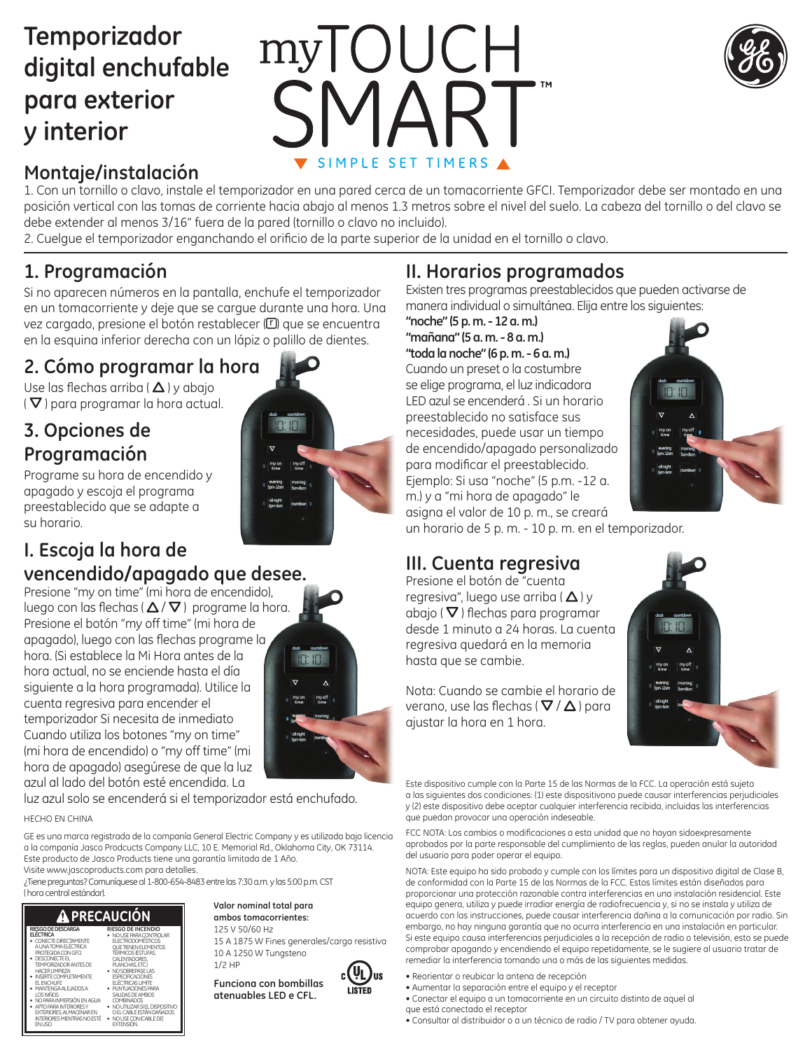# Temporizador digital enchufable para exterior y interior

myTOUCH SMART™

SIMPLE SET TIMERS

## Montaje/instalación

1. Con un tornillo o clavo, instale el temporizador en una pared cerca de un tomacorriente GFCI. Temporizador debe ser montado en una posición vertical con las tomas de corriente hacia abajo al menos 1.3 metros sobre el nivel del suelo. La cabeza del tornillo o del clavo se debe extender al menos 3/16" fuera de la pared (tornillo o clavo no incluido).
2. Cuelgue el temporizador enganchando el orificio de la parte superior de la unidad en el tornillo o clavo.

## 1. Programación

Si no aparecen números en la pantalla, enchufe el temporizador en un tomacorriente y deje que se cargue durante una hora. Una vez cargado, presione el botón restablecer (r) que se encuentra en la esquina inferior derecha con un lápiz o palillo de dientes.

## 2. Cómo programar la hora

Use las flechas arriba ( △ ) y abajo ( ▽ ) para programar la hora actual.

## 3. Opciones de Programación

Programe su hora de encendido y apagado y escoja el programa preestablecido que se adapte a su horario.

## I. Escoja la hora de vencendido/apagado que desee.

Presione "my on time" (mi hora de encendido), luego con las flechas ( △ / ▽ ) programe la hora. Presione el botón "my off time" (mi hora de apagado), luego con las flechas programe la hora. (Si establece la Mi Hora antes de la hora actual, no se enciende hasta el día siguiente a la hora programada). Utilice la cuenta regresiva para encender el temporizador Si necesita de inmediato Cuando utiliza los botones "my on time" (mi hora de encendido) o "my off time" (mi hora de apagado) asegúrese de que la luz azul al lado del botón esté encendida. La luz azul solo se encenderá si el temporizador está enchufado.

## II. Horarios programados

Existen tres programas preestablecidos que pueden activarse de manera individual o simultánea. Elija entre los siguientes:

**"noche" (5 p. m. - 12 a. m.)**
**"mañana" (5 a. m. - 8 a. m.)**
**"toda la noche" (6 p. m. - 6 a. m.)**

Cuando un preset o la costumbre se elige programa, el luz indicadora LED azul se encenderá . Si un horario preestablecido no satisface sus necesidades, puede usar un tiempo de encendido/apagado personalizado para modificar el preestablecido. Ejemplo: Si usa "noche" (5 p.m. -12 a. m.) y a "mi hora de apagado" le asigna el valor de 10 p. m., se creará un horario de 5 p. m. - 10 p. m. en el temporizador.

## III. Cuenta regresiva

Presione el botón de "cuenta regresiva", luego use arriba ( △ ) y abajo ( ▽ ) flechas para programar desde 1 minuto a 24 horas. La cuenta regresiva quedará en la memoria hasta que se cambie.

Nota: Cuando se cambie el horario de verano, use las flechas ( ▽ / △ ) para ajustar la hora en 1 hora.

HECHO EN CHINA

GE es una marca registrada de la compañía General Electric Company y es utilizada bajo licencia a la compañía Jasco Prodcucts Company LLC, 10 E. Memorial Rd., Oklahoma City, OK 73114. Este producto de Jasco Products tiene una garantía limitada de 1 Año.
Visite www.jascoproducts.com para detalles.
¿Tiene preguntas? Comuníquese al 1-800-654-8483 entre las 7:30 a.m. y las 5:00 p.m. CST ( hora central estándar).

### ⚠ PRECAUCIÓN

**RIESGO DE DESCARGA ELÉCTRICA**
- CONECTE DIRECTAMENTE A UNA TOMA ELÉCTRICA PROTEGIDA CON GFCI
- DESCONECTE EL TEMPORIZADOR ANTES DE HACER LIMPIEZA
- INSERTE COMPLETAMENTE EL ENCHUFE
- MANTENGA ALEJADOS A LOS NIÑOS
- NO PARA INMERSIÓN EN AGUA
- APTO PARA INTERIORES Y EXTERIORES, ALMACENAR EN INTERIORES MIENTRAS NO ESTÉ EN USO

**RIESGO DE INCENDIO**
- NO USE PARA CONTROLAR ELECTRODOMÉSTICOS QUE TIENEN ELEMENTOS TÉRMICOS (ESTUFAS, CALENTADORES, PLANCHAS, ETC.)
- NO SOBREPASE LAS ESPECIFICACIONES ELÉCTRICAS LÍMITE
- PUNTUACIONES PARA SALIDAS DE AMBOS COMBINADOS
- NO UTILIZAR SI EL DISPOSITIVO O EL CABLE ESTÁN DAÑADOS
- NO USE CON CABLE DE EXTENSIÓN

**Valor nominal total para ambos tomacorrientes:**
125 V 50/60 Hz
15 A 1875 W Fines generales/carga resistiva
10 A 1250 W Tungsteno
1/2 HP

**Funciona con bombillas atenuables LED e CFL.**

c UL us LISTED

Este dispositivo cumple con la Parte 15 de las Normas de la FCC. La operación está sujeta a las siguientes dos condiciones: (1) este dispositivono puede causar interferencias perjudiciales y (2) este dispositivo debe aceptar cualquier interferencia recibida, incluidas las interferencias que puedan provocar una operación indeseable.

FCC NOTA: Los cambios o modificaciones a esta unidad que no hayan sidoexpresamente aprobados por la parte responsable del cumplimiento de las reglas, pueden anular la autoridad del usuario para poder operar el equipo.

NOTA: Este equipo ha sido probado y cumple con los límites para un dispositivo digital de Clase B, de conformidad con la Parte 15 de las Normas de la FCC. Estos límites están diseñados para proporcionar una protección razonable contra interferencias en una instalación residencial. Este equipo genera, utiliza y puede irradiar energía de radiofrecuencia y, si no se instala y utiliza de acuerdo con las instrucciones, puede causar interferencia dañina a la comunicación por radio. Sin embargo, no hay ninguna garantía que no ocurra interferencia en una instalación en particular. Si este equipo causa interferencias perjudiciales a la recepción de radio o televisión, esto se puede comprobar apagando y encendiendo el equipo repetidamente, se le sugiere al usuario tratar de remediar la interferencia tomando una o más de las siguientes medidas.

- Reorientar o reubicar la antena de recepción
- Aumentar la separación entre el equipo y el receptor
- Conectar el equipo a un tomacorriente en un circuito distinto de aquel al que está conectado el receptor
- Consultar al distribuidor o a un técnico de radio / TV para obtener ayuda.